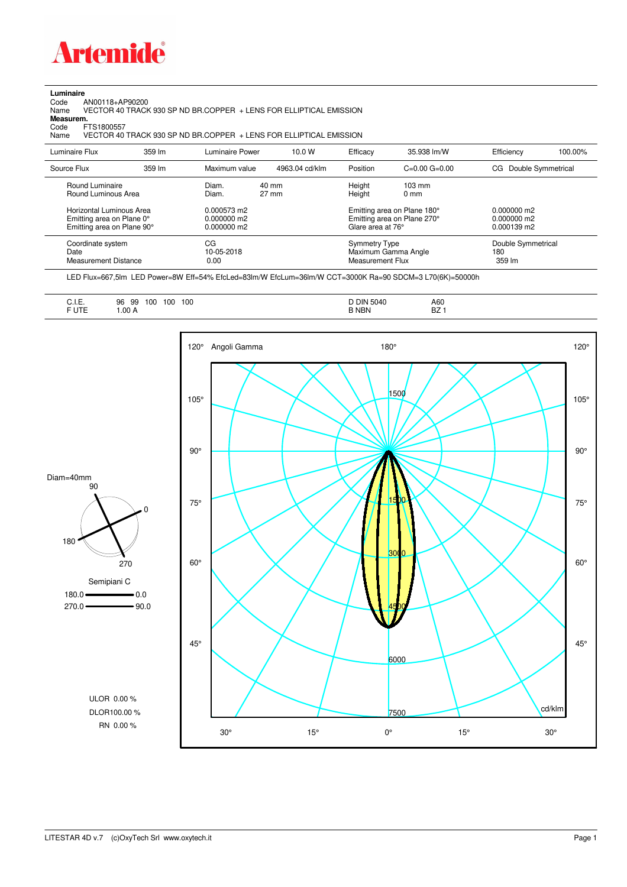# Artemide

**Luminaire**

Code AN00118+AP90200
Name VECTOR 40 TRACK 930 SP ND BR.COPPER + LENS FOR ELLIPTICAL EMISSION

**Measurem.**

Code FTS1800557
Name VECTOR 40 TRACK 930 SP ND BR.COPPER + LENS FOR ELLIPTICAL EMISSION

| Luminaire Flux | 359 lm | Luminaire Power | 10.0 W | Efficacy | 35.938 lm/W | Efficiency | 100.00% |
|---|---|---|---|---|---|---|---|
| Source Flux | 359 lm | Maximum value | 4963.04 cd/klm | Position | C=0.00 G=0.00 | CG Double Symmetrical | |

| | | | | |
|---|---|---|---|---|
| Round Luminaire | Diam. 40 mm | Height 103 mm | | |
| Round Luminous Area | Diam. 27 mm | Height 0 mm | | |
| Horizontal Luminous Area | 0.000573 m2 | Emitting area on Plane 180° | 0.000000 m2 | |
| Emitting area on Plane 0° | 0.000000 m2 | Emitting area on Plane 270° | 0.000000 m2 | |
| Emitting area on Plane 90° | 0.000000 m2 | Glare area at 76° | 0.000139 m2 | |

| | | | |
|---|---|---|---|
| Coordinate system | CG | Symmetry Type | Double Symmetrical |
| Date | 10-05-2018 | Maximum Gamma Angle | 180 |
| Measurement Distance | 0.00 | Measurement Flux | 359 lm |

LED Flux=667,5lm LED Power=8W Eff=54% EfcLed=83lm/W EfcLum=36lm/W CCT=3000K Ra=90 SDCM=3 L70(6K)=50000h

| | | | |
|---|---|---|---|
| C.I.E. | 96 99 100 100 100 | D DIN 5040 | A60 |
| F UTE | 1.00 A | B NBN | BZ 1 |

Diam=40mm

Semipiani C
180.0 — 0.0
270.0 — 90.0

ULOR 0.00 %
DLOR 100.00 %
RN 0.00 %

Angoli Gamma — cd/klm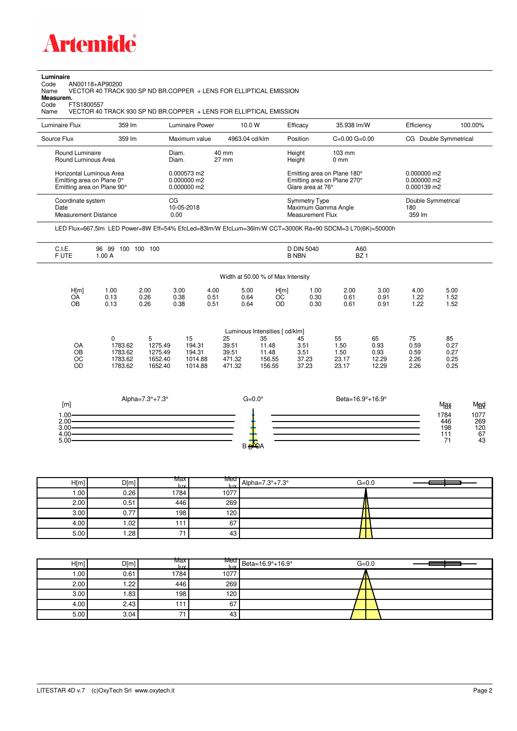# Artemide

**Luminaire**

Code AN00118+AP90200

Name VECTOR 40 TRACK 930 SP ND BR.COPPER + LENS FOR ELLIPTICAL EMISSION

**Measurem.**

Code FTS1800557

Name VECTOR 40 TRACK 930 SP ND BR.COPPER + LENS FOR ELLIPTICAL EMISSION

| | | | | | | | |
|---|---|---|---|---|---|---|---|
| Luminaire Flux | 359 lm | Luminaire Power | 10.0 W | Efficacy | 35.938 lm/W | Efficiency | 100.00% |
| Source Flux | 359 lm | Maximum value | 4963.04 cd/klm | Position | C=0.00 G=0.00 | CG | Double Symmetrical |

| | | | | |
|---|---|---|---|---|
| Round Luminaire | Diam. 40 mm | Height 103 mm | | |
| Round Luminous Area | Diam. 27 mm | Height 0 mm | | |
| Horizontal Luminous Area | 0.000573 m2 | Emitting area on Plane 180° | 0.000000 m2 | |
| Emitting area on Plane 0° | 0.000000 m2 | Emitting area on Plane 270° | 0.000000 m2 | |
| Emitting area on Plane 90° | 0.000000 m2 | Glare area at 76° | 0.000139 m2 | |

| | | | |
|---|---|---|---|
| Coordinate system | CG | Symmetry Type | Double Symmetrical |
| Date | 10-05-2018 | Maximum Gamma Angle | 180 |
| Measurement Distance | 0.00 | Measurement Flux | 359 lm |

LED Flux=667,5lm LED Power=8W Eff=54% EfcLed=83lm/W EfcLum=36lm/W CCT=3000K Ra=90 SDCM=3 L70(6K)=50000h

| | | | |
|---|---|---|---|
| C.I.E. | 96 99 100 100 100 | D DIN 5040 | A60 |
| F UTE | 1.00 A | B NBN | BZ 1 |

Width at 50.00 % of Max Intensity

| H[m] | 1.00 | 2.00 | 3.00 | 4.00 | 5.00 | H[m] | 1.00 | 2.00 | 3.00 | 4.00 | 5.00 |
|---|---|---|---|---|---|---|---|---|---|---|---|
| OA | 0.13 | 0.26 | 0.38 | 0.51 | 0.64 | OC | 0.30 | 0.61 | 0.91 | 1.22 | 1.52 |
| OB | 0.13 | 0.26 | 0.38 | 0.51 | 0.64 | OD | 0.30 | 0.61 | 0.91 | 1.22 | 1.52 |

Luminous Intensities [ cd/klm]

| | 0 | 5 | 15 | 25 | 35 | 45 | 55 | 65 | 75 | 85 |
|---|---|---|---|---|---|---|---|---|---|---|
| OA | 1783.62 | 1275.49 | 194.31 | 39.51 | 11.48 | 3.51 | 1.50 | 0.93 | 0.59 | 0.27 |
| OB | 1783.62 | 1275.49 | 194.31 | 39.51 | 11.48 | 3.51 | 1.50 | 0.93 | 0.59 | 0.27 |
| OC | 1783.62 | 1652.40 | 1014.88 | 471.32 | 156.55 | 37.23 | 23.17 | 12.29 | 2.26 | 0.25 |
| OD | 1783.62 | 1652.40 | 1014.88 | 471.32 | 156.55 | 37.23 | 23.17 | 12.29 | 2.26 | 0.25 |

[m] Alpha=7.3°+7.3° G=0.0° Beta=16.9°+16.9° Max lux Med lux

1.00 2.00 3.00 4.00 5.00

B D C A

1784 1077
446 269
198 120
111 67
71 43

| H[m] | D[m] | Max lux | Med lux | Alpha=7.3°+7.3° G=0.0 |
|---|---|---|---|---|
| 1.00 | 0.26 | 1784 | 1077 | |
| 2.00 | 0.51 | 446 | 269 | |
| 3.00 | 0.77 | 198 | 120 | |
| 4.00 | 1.02 | 111 | 67 | |
| 5.00 | 1.28 | 71 | 43 | |

| H[m] | D[m] | Max lux | Med lux | Beta=16.9°+16.9° G=0.0 |
|---|---|---|---|---|
| 1.00 | 0.61 | 1784 | 1077 | |
| 2.00 | 1.22 | 446 | 269 | |
| 3.00 | 1.83 | 198 | 120 | |
| 4.00 | 2.43 | 111 | 67 | |
| 5.00 | 3.04 | 71 | 43 | |

LITESTAR 4D v.7 (c)OxyTech Srl www.oxytech.it